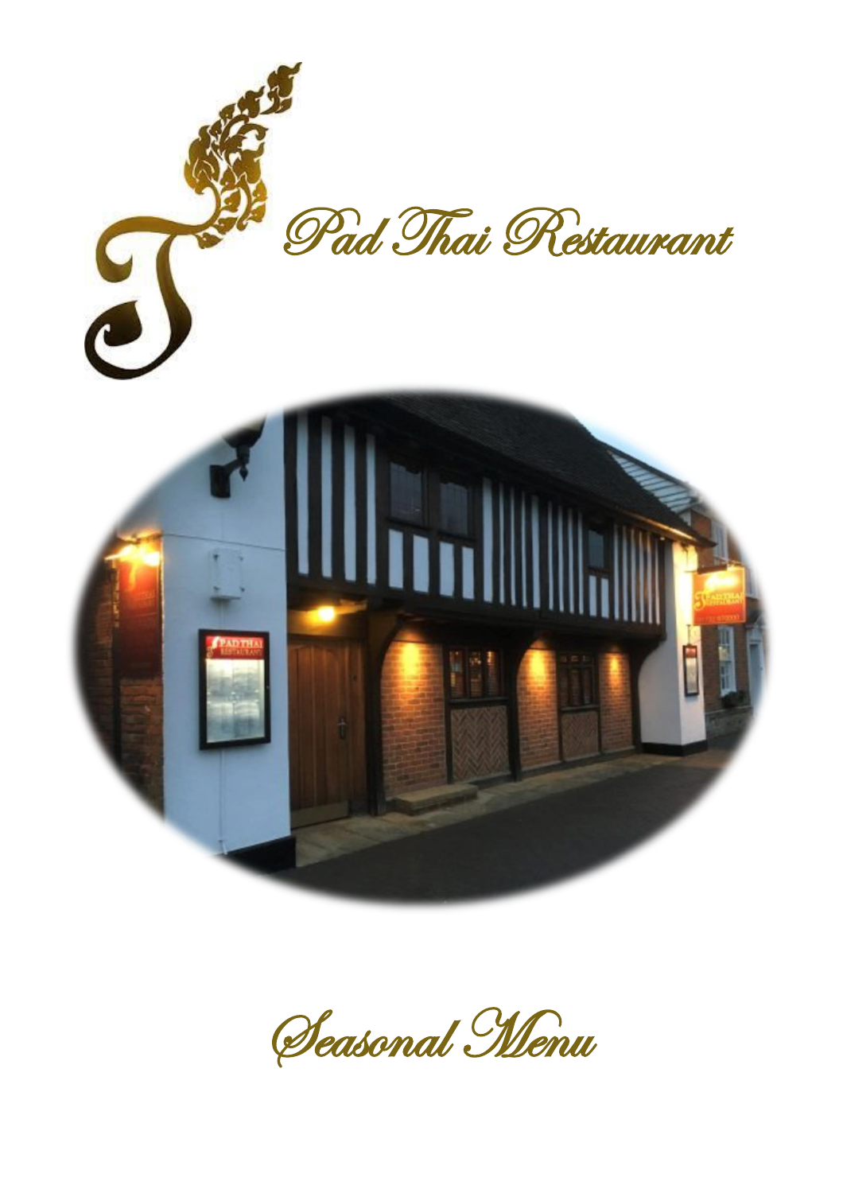# Pad Thai Restaurant

## Seasonal Menu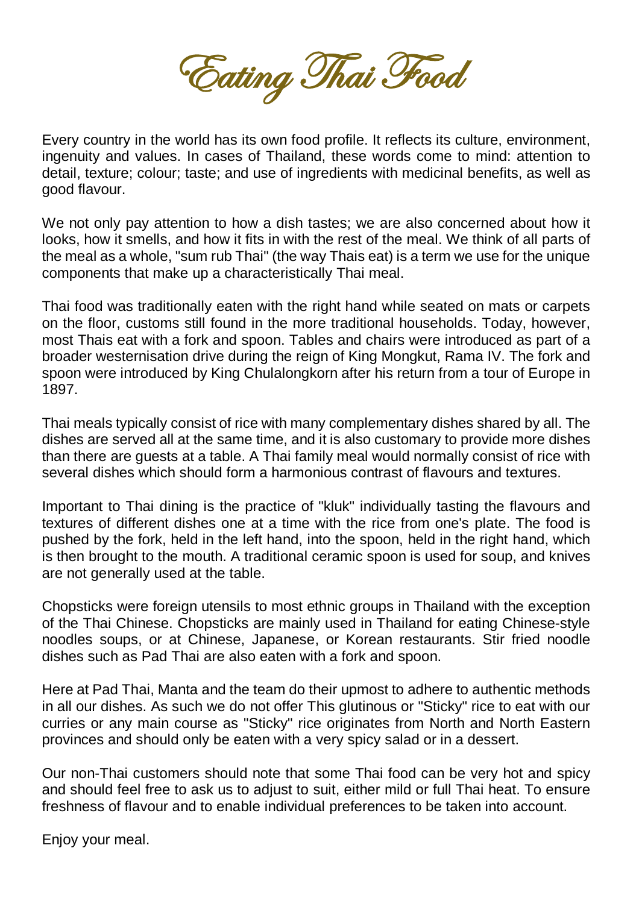# Eating Thai Food

Every country in the world has its own food profile. It reflects its culture, environment, ingenuity and values. In cases of Thailand, these words come to mind: attention to detail, texture; colour; taste; and use of ingredients with medicinal benefits, as well as good flavour.

We not only pay attention to how a dish tastes; we are also concerned about how it looks, how it smells, and how it fits in with the rest of the meal. We think of all parts of the meal as a whole, "sum rub Thai" (the way Thais eat) is a term we use for the unique components that make up a characteristically Thai meal.

Thai food was traditionally eaten with the right hand while seated on mats or carpets on the floor, customs still found in the more traditional households. Today, however, most Thais eat with a fork and spoon. Tables and chairs were introduced as part of a broader westernisation drive during the reign of King Mongkut, Rama IV. The fork and spoon were introduced by King Chulalongkorn after his return from a tour of Europe in 1897.

Thai meals typically consist of rice with many complementary dishes shared by all. The dishes are served all at the same time, and it is also customary to provide more dishes than there are guests at a table. A Thai family meal would normally consist of rice with several dishes which should form a harmonious contrast of flavours and textures.

Important to Thai dining is the practice of "kluk" individually tasting the flavours and textures of different dishes one at a time with the rice from one's plate. The food is pushed by the fork, held in the left hand, into the spoon, held in the right hand, which is then brought to the mouth. A traditional ceramic spoon is used for soup, and knives are not generally used at the table.

Chopsticks were foreign utensils to most ethnic groups in Thailand with the exception of the Thai Chinese. Chopsticks are mainly used in Thailand for eating Chinese-style noodles soups, or at Chinese, Japanese, or Korean restaurants. Stir fried noodle dishes such as Pad Thai are also eaten with a fork and spoon.

Here at Pad Thai, Manta and the team do their upmost to adhere to authentic methods in all our dishes. As such we do not offer This glutinous or "Sticky" rice to eat with our curries or any main course as "Sticky" rice originates from North and North Eastern provinces and should only be eaten with a very spicy salad or in a dessert.

Our non-Thai customers should note that some Thai food can be very hot and spicy and should feel free to ask us to adjust to suit, either mild or full Thai heat. To ensure freshness of flavour and to enable individual preferences to be taken into account.

Enjoy your meal.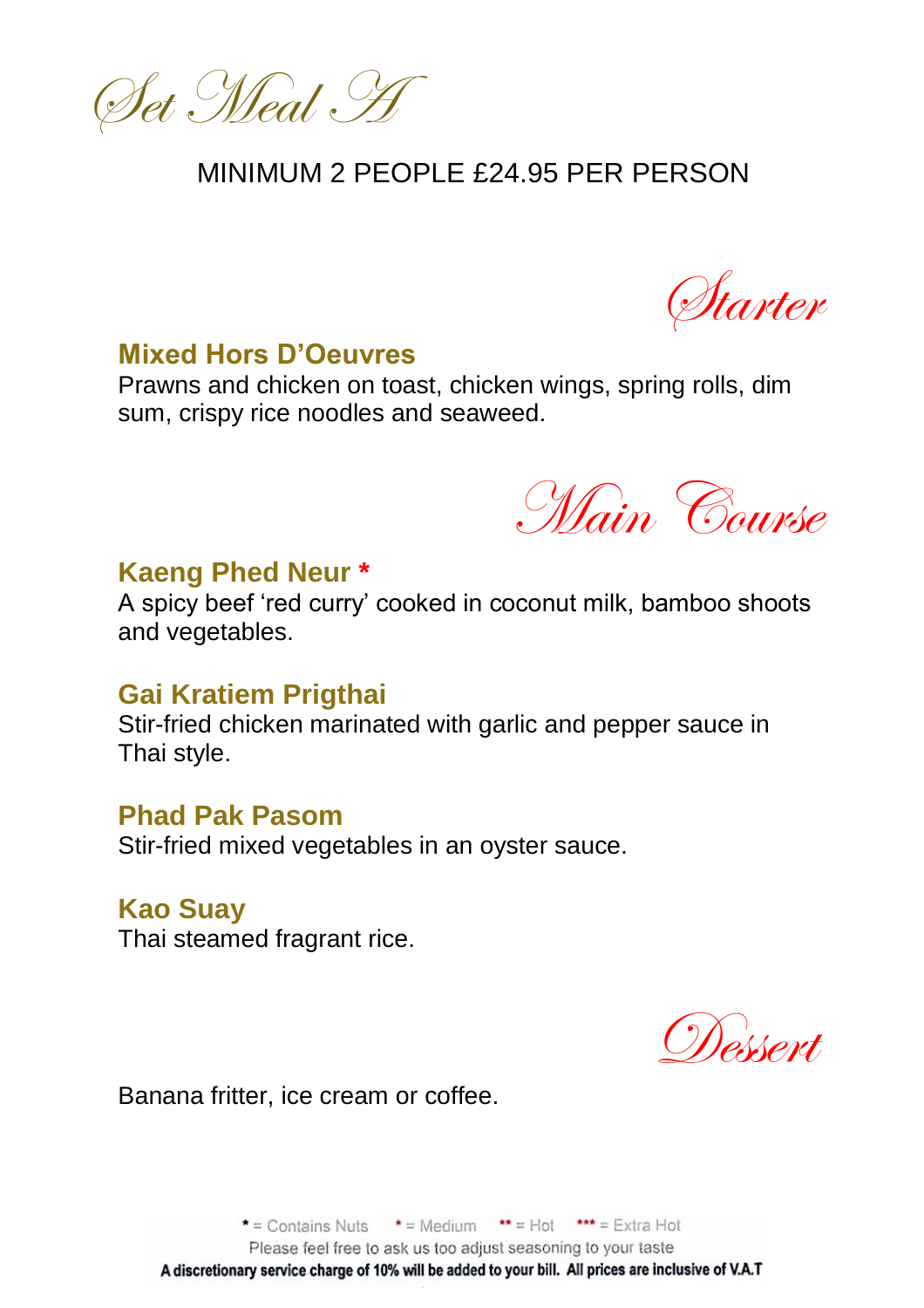# Set Meal A

MINIMUM 2 PEOPLE £24.95 PER PERSON

## Starter

**Mixed Hors D'Oeuvres**
Prawns and chicken on toast, chicken wings, spring rolls, dim sum, crispy rice noodles and seaweed.

## Main Course

**Kaeng Phed Neur ***
A spicy beef 'red curry' cooked in coconut milk, bamboo shoots and vegetables.

**Gai Kratiem Prigthai**
Stir-fried chicken marinated with garlic and pepper sauce in Thai style.

**Phad Pak Pasom**
Stir-fried mixed vegetables in an oyster sauce.

**Kao Suay**
Thai steamed fragrant rice.

## Dessert

Banana fritter, ice cream or coffee.

* = Contains Nuts * = Medium ** = Hot *** = Extra Hot

Please feel free to ask us too adjust seasoning to your taste

**A discretionary service charge of 10% will be added to your bill. All prices are inclusive of V.A.T**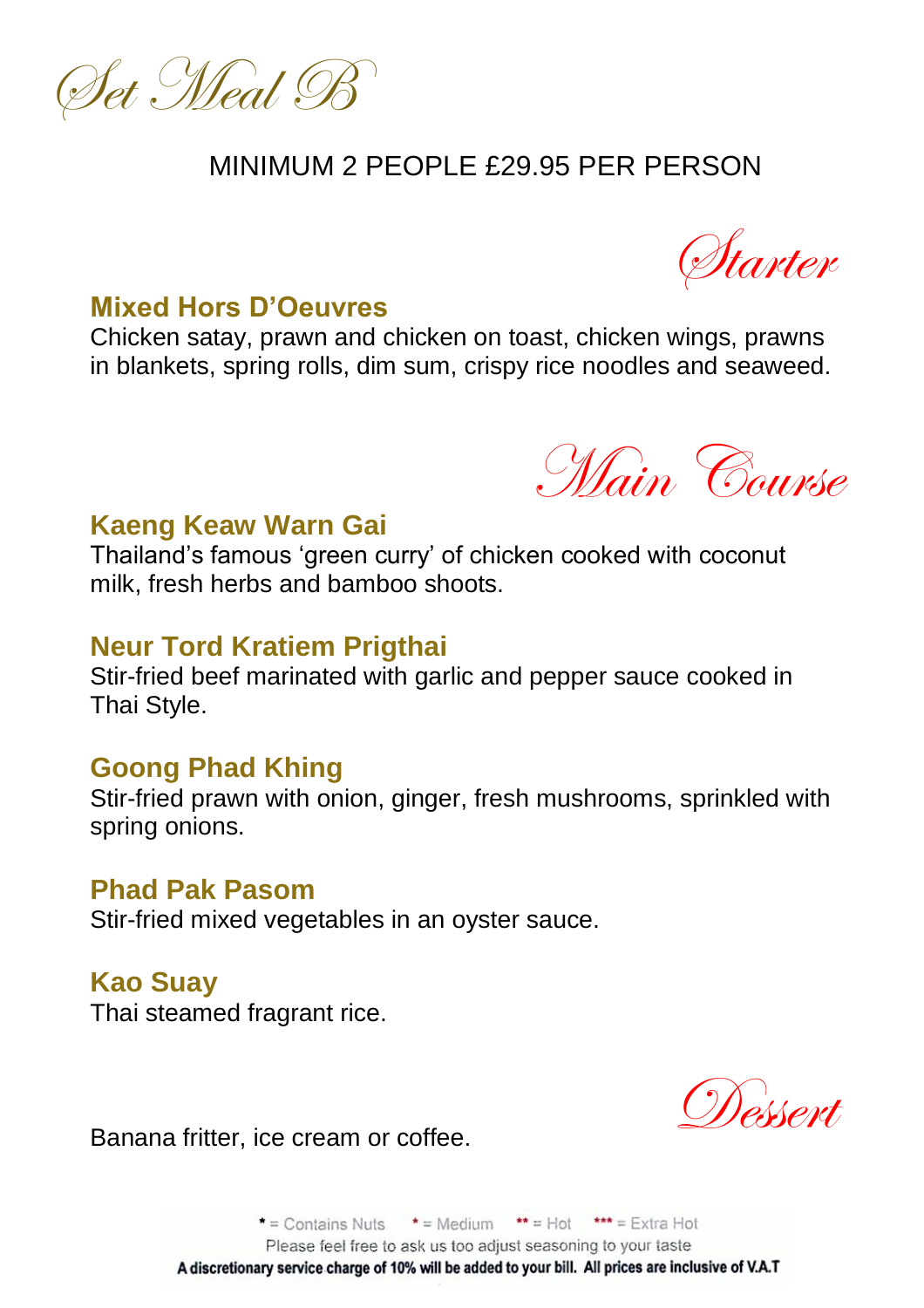# Set Meal B

MINIMUM 2 PEOPLE £29.95 PER PERSON

## Starter

### Mixed Hors D'Oeuvres

Chicken satay, prawn and chicken on toast, chicken wings, prawns in blankets, spring rolls, dim sum, crispy rice noodles and seaweed.

## Main Course

### Kaeng Keaw Warn Gai

Thailand's famous 'green curry' of chicken cooked with coconut milk, fresh herbs and bamboo shoots.

### Neur Tord Kratiem Prigthai

Stir-fried beef marinated with garlic and pepper sauce cooked in Thai Style.

### Goong Phad Khing

Stir-fried prawn with onion, ginger, fresh mushrooms, sprinkled with spring onions.

### Phad Pak Pasom

Stir-fried mixed vegetables in an oyster sauce.

### Kao Suay

Thai steamed fragrant rice.

## Dessert

Banana fritter, ice cream or coffee.

* = Contains Nuts  * = Medium  ** = Hot  *** = Extra Hot

Please feel free to ask us too adjust seasoning to your taste

**A discretionary service charge of 10% will be added to your bill. All prices are inclusive of V.A.T**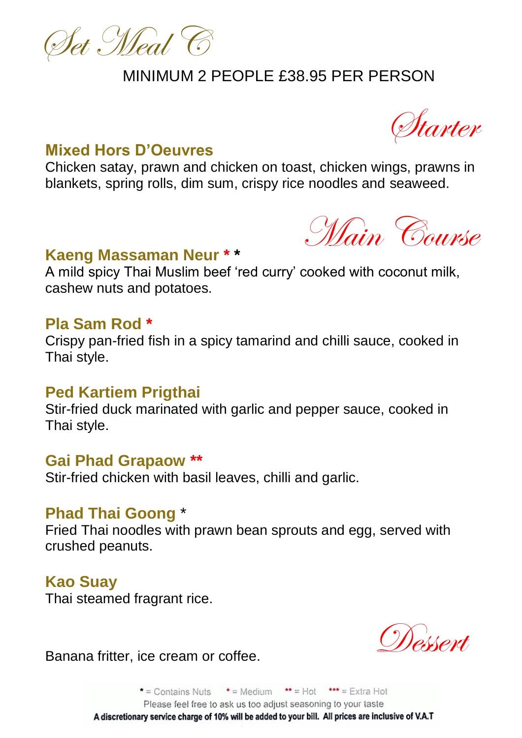# Set Meal C

MINIMUM 2 PEOPLE £38.95 PER PERSON

## Starter

### Mixed Hors D'Oeuvres

Chicken satay, prawn and chicken on toast, chicken wings, prawns in blankets, spring rolls, dim sum, crispy rice noodles and seaweed.

## Main Course

### Kaeng Massaman Neur * *

A mild spicy Thai Muslim beef 'red curry' cooked with coconut milk, cashew nuts and potatoes.

### Pla Sam Rod *

Crispy pan-fried fish in a spicy tamarind and chilli sauce, cooked in Thai style.

### Ped Kartiem Prigthai

Stir-fried duck marinated with garlic and pepper sauce, cooked in Thai style.

### Gai Phad Grapaow **

Stir-fried chicken with basil leaves, chilli and garlic.

### Phad Thai Goong *

Fried Thai noodles with prawn bean sprouts and egg, served with crushed peanuts.

### Kao Suay

Thai steamed fragrant rice.

## Dessert

Banana fritter, ice cream or coffee.

* = Contains Nuts  * = Medium  ** = Hot  *** = Extra Hot

Please feel free to ask us too adjust seasoning to your taste

**A discretionary service charge of 10% will be added to your bill. All prices are inclusive of V.A.T**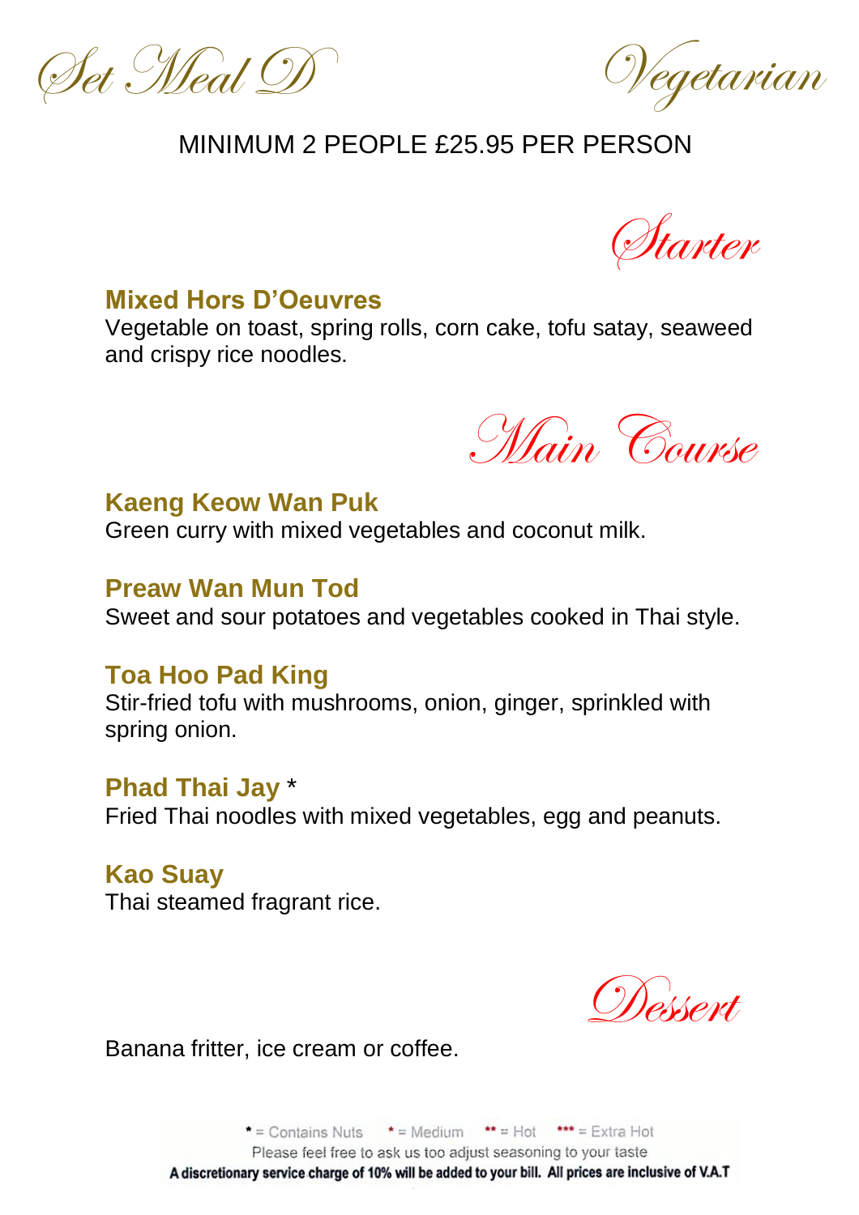# Set Meal D Vegetarian

MINIMUM 2 PEOPLE £25.95 PER PERSON

## Starter

**Mixed Hors D'Oeuvres**
Vegetable on toast, spring rolls, corn cake, tofu satay, seaweed and crispy rice noodles.

## Main Course

**Kaeng Keow Wan Puk**
Green curry with mixed vegetables and coconut milk.

**Preaw Wan Mun Tod**
Sweet and sour potatoes and vegetables cooked in Thai style.

**Toa Hoo Pad King**
Stir-fried tofu with mushrooms, onion, ginger, sprinkled with spring onion.

**Phad Thai Jay** *
Fried Thai noodles with mixed vegetables, egg and peanuts.

**Kao Suay**
Thai steamed fragrant rice.

## Dessert

Banana fritter, ice cream or coffee.

* = Contains Nuts * = Medium ** = Hot *** = Extra Hot

Please feel free to ask us too adjust seasoning to your taste

**A discretionary service charge of 10% will be added to your bill. All prices are inclusive of V.A.T**